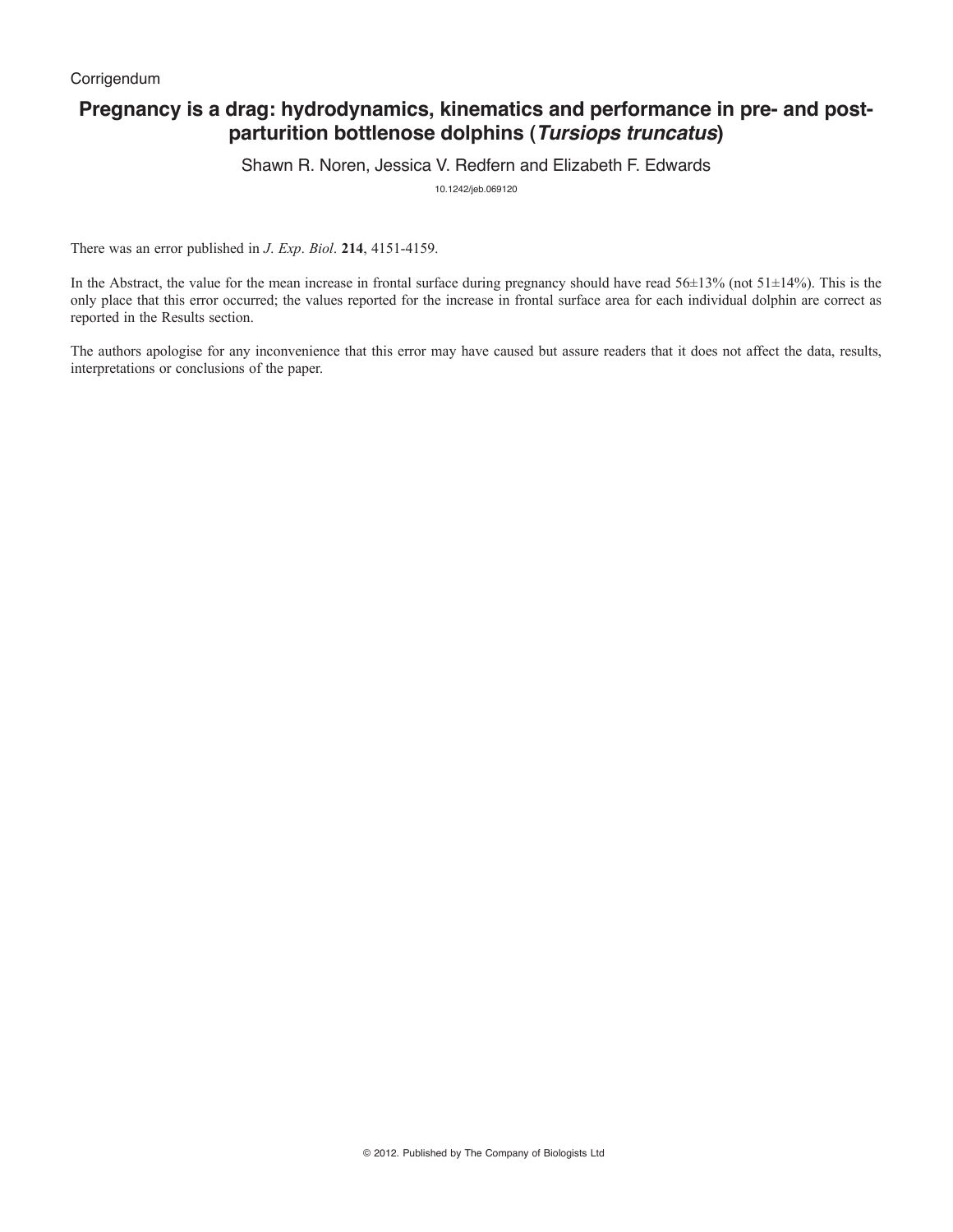Corrigendum

# Pregnancy is a drag: hydrodynamics, kinematics and performance in pre- and post-parturition bottlenose dolphins (*Tursiops truncatus*)

Shawn R. Noren, Jessica V. Redfern and Elizabeth F. Edwards

10.1242/jeb.069120

There was an error published in *J. Exp. Biol.* **214**, 4151-4159.

In the Abstract, the value for the mean increase in frontal surface during pregnancy should have read 56±13% (not 51±14%). This is the only place that this error occurred; the values reported for the increase in frontal surface area for each individual dolphin are correct as reported in the Results section.

The authors apologise for any inconvenience that this error may have caused but assure readers that it does not affect the data, results, interpretations or conclusions of the paper.

© 2012. Published by The Company of Biologists Ltd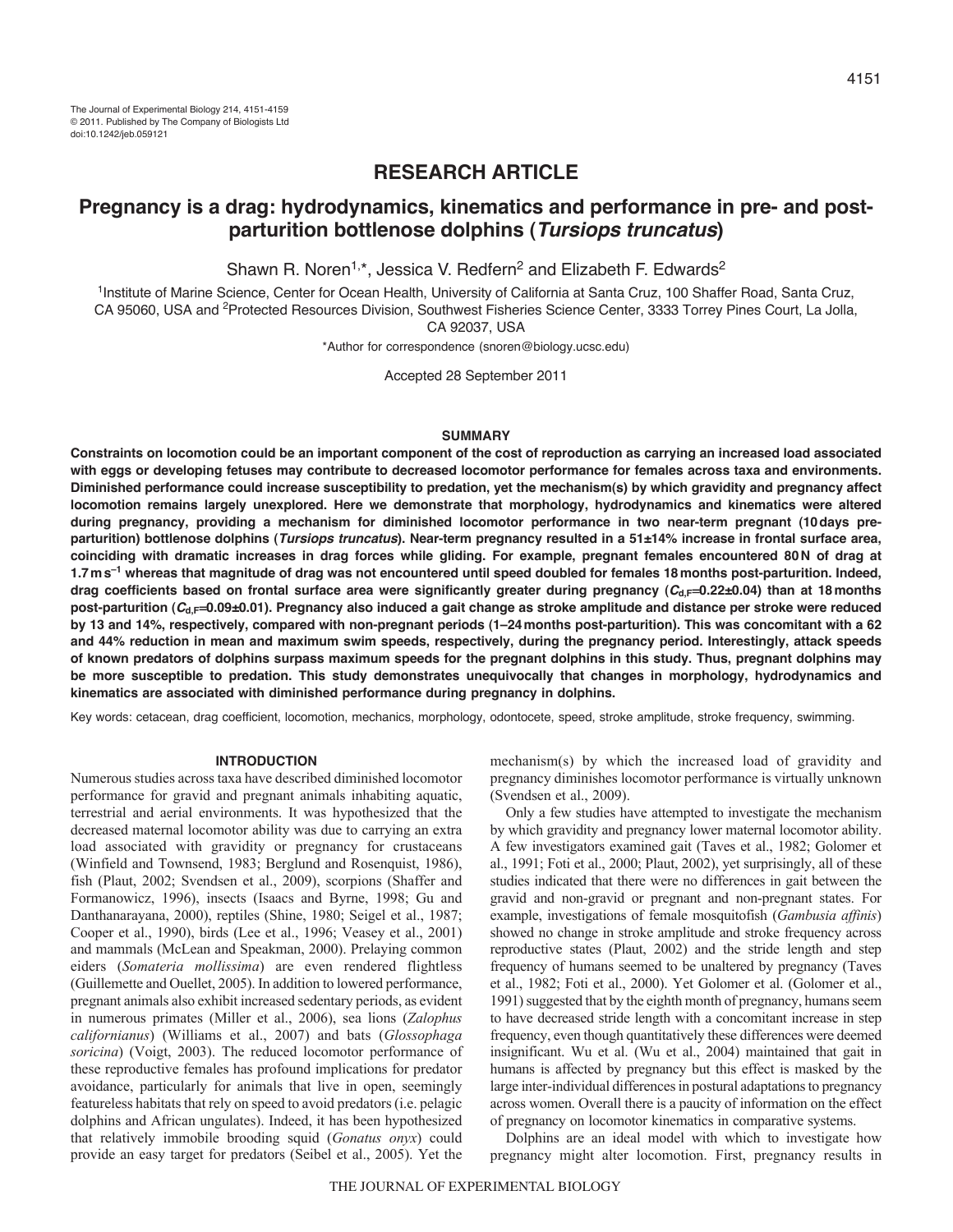The Journal of Experimental Biology 214, 4151-4159
© 2011. Published by The Company of Biologists Ltd
doi:10.1242/jeb.059121

# RESEARCH ARTICLE

# Pregnancy is a drag: hydrodynamics, kinematics and performance in pre- and post-parturition bottlenose dolphins (*Tursiops truncatus*)

Shawn R. Noren[1,*], Jessica V. Redfern[2] and Elizabeth F. Edwards[2]

[1]Institute of Marine Science, Center for Ocean Health, University of California at Santa Cruz, 100 Shaffer Road, Santa Cruz, CA 95060, USA and [2]Protected Resources Division, Southwest Fisheries Science Center, 3333 Torrey Pines Court, La Jolla, CA 92037, USA

*Author for correspondence (snoren@biology.ucsc.edu)

Accepted 28 September 2011

## SUMMARY

**Constraints on locomotion could be an important component of the cost of reproduction as carrying an increased load associated with eggs or developing fetuses may contribute to decreased locomotor performance for females across taxa and environments. Diminished performance could increase susceptibility to predation, yet the mechanism(s) by which gravidity and pregnancy affect locomotion remains largely unexplored. Here we demonstrate that morphology, hydrodynamics and kinematics were altered during pregnancy, providing a mechanism for diminished locomotor performance in two near-term pregnant (10 days pre-parturition) bottlenose dolphins (*Tursiops truncatus*). Near-term pregnancy resulted in a 51±14% increase in frontal surface area, coinciding with dramatic increases in drag forces while gliding. For example, pregnant females encountered 80 N of drag at 1.7 m s$^{-1}$ whereas that magnitude of drag was not encountered until speed doubled for females 18 months post-parturition. Indeed, drag coefficients based on frontal surface area were significantly greater during pregnancy ($C_{d,F}$=0.22±0.04) than at 18 months post-parturition ($C_{d,F}$=0.09±0.01). Pregnancy also induced a gait change as stroke amplitude and distance per stroke were reduced by 13 and 14%, respectively, compared with non-pregnant periods (1–24 months post-parturition). This was concomitant with a 62 and 44% reduction in mean and maximum swim speeds, respectively, during the pregnancy period. Interestingly, attack speeds of known predators of dolphins surpass maximum speeds for the pregnant dolphins in this study. Thus, pregnant dolphins may be more susceptible to predation. This study demonstrates unequivocally that changes in morphology, hydrodynamics and kinematics are associated with diminished performance during pregnancy in dolphins.**

Key words: cetacean, drag coefficient, locomotion, mechanics, morphology, odontocete, speed, stroke amplitude, stroke frequency, swimming.

## INTRODUCTION

Numerous studies across taxa have described diminished locomotor performance for gravid and pregnant animals inhabiting aquatic, terrestrial and aerial environments. It was hypothesized that the decreased maternal locomotor ability was due to carrying an extra load associated with gravidity or pregnancy for crustaceans (Winfield and Townsend, 1983; Berglund and Rosenquist, 1986), fish (Plaut, 2002; Svendsen et al., 2009), scorpions (Shaffer and Formanowicz, 1996), insects (Isaacs and Byrne, 1998; Gu and Danthanarayana, 2000), reptiles (Shine, 1980; Seigel et al., 1987; Cooper et al., 1990), birds (Lee et al., 1996; Veasey et al., 2001) and mammals (McLean and Speakman, 2000). Prelaying common eiders (*Somateria mollissima*) are even rendered flightless (Guillemette and Ouellet, 2005). In addition to lowered performance, pregnant animals also exhibit increased sedentary periods, as evident in numerous primates (Miller et al., 2006), sea lions (*Zalophus californianus*) (Williams et al., 2007) and bats (*Glossophaga soricina*) (Voigt, 2003). The reduced locomotor performance of these reproductive females has profound implications for predator avoidance, particularly for animals that live in open, seemingly featureless habitats that rely on speed to avoid predators (i.e. pelagic dolphins and African ungulates). Indeed, it has been hypothesized that relatively immobile brooding squid (*Gonatus onyx*) could provide an easy target for predators (Seibel et al., 2005). Yet the mechanism(s) by which the increased load of gravidity and pregnancy diminishes locomotor performance is virtually unknown (Svendsen et al., 2009).

Only a few studies have attempted to investigate the mechanism by which gravidity and pregnancy lower maternal locomotor ability. A few investigators examined gait (Taves et al., 1982; Golomer et al., 1991; Foti et al., 2000; Plaut, 2002), yet surprisingly, all of these studies indicated that there were no differences in gait between the gravid and non-gravid or pregnant and non-pregnant states. For example, investigations of female mosquitofish (*Gambusia affinis*) showed no change in stroke amplitude and stroke frequency across reproductive states (Plaut, 2002) and the stride length and step frequency of humans seemed to be unaltered by pregnancy (Taves et al., 1982; Foti et al., 2000). Yet Golomer et al. (Golomer et al., 1991) suggested that by the eighth month of pregnancy, humans seem to have decreased stride length with a concomitant increase in step frequency, even though quantitatively these differences were deemed insignificant. Wu et al. (Wu et al., 2004) maintained that gait in humans is affected by pregnancy but this effect is masked by the large inter-individual differences in postural adaptations to pregnancy across women. Overall there is a paucity of information on the effect of pregnancy on locomotor kinematics in comparative systems.

Dolphins are an ideal model with which to investigate how pregnancy might alter locomotion. First, pregnancy results in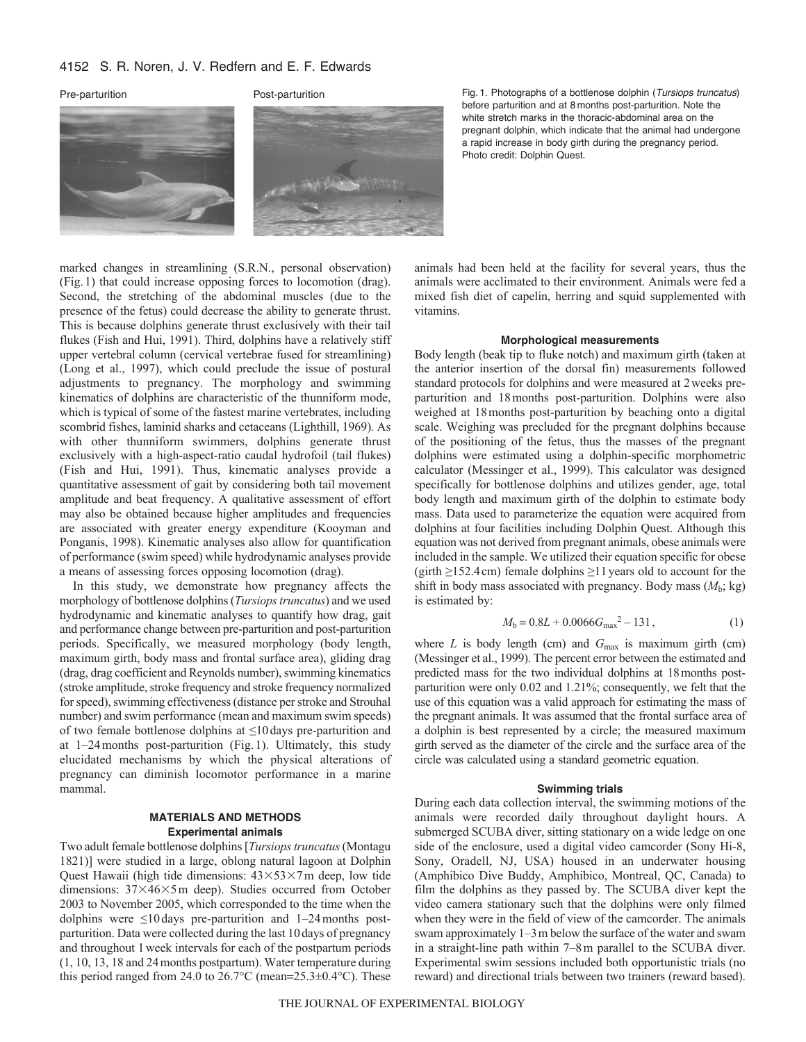Pre-parturition

Post-parturition

Fig. 1. Photographs of a bottlenose dolphin (*Tursiops truncatus*) before parturition and at 8 months post-parturition. Note the white stretch marks in the thoracic-abdominal area on the pregnant dolphin, which indicate that the animal had undergone a rapid increase in body girth during the pregnancy period. Photo credit: Dolphin Quest.

marked changes in streamlining (S.R.N., personal observation) (Fig. 1) that could increase opposing forces to locomotion (drag). Second, the stretching of the abdominal muscles (due to the presence of the fetus) could decrease the ability to generate thrust. This is because dolphins generate thrust exclusively with their tail flukes (Fish and Hui, 1991). Third, dolphins have a relatively stiff upper vertebral column (cervical vertebrae fused for streamlining) (Long et al., 1997), which could preclude the issue of postural adjustments to pregnancy. The morphology and swimming kinematics of dolphins are characteristic of the thunniform mode, which is typical of some of the fastest marine vertebrates, including scombrid fishes, laminid sharks and cetaceans (Lighthill, 1969). As with other thunniform swimmers, dolphins generate thrust exclusively with a high-aspect-ratio caudal hydrofoil (tail flukes) (Fish and Hui, 1991). Thus, kinematic analyses provide a quantitative assessment of gait by considering both tail movement amplitude and beat frequency. A qualitative assessment of effort may also be obtained because higher amplitudes and frequencies are associated with greater energy expenditure (Kooyman and Ponganis, 1998). Kinematic analyses also allow for quantification of performance (swim speed) while hydrodynamic analyses provide a means of assessing forces opposing locomotion (drag).

In this study, we demonstrate how pregnancy affects the morphology of bottlenose dolphins (*Tursiops truncatus*) and we used hydrodynamic and kinematic analyses to quantify how drag, gait and performance change between pre-parturition and post-parturition periods. Specifically, we measured morphology (body length, maximum girth, body mass and frontal surface area), gliding drag (drag, drag coefficient and Reynolds number), swimming kinematics (stroke amplitude, stroke frequency and stroke frequency normalized for speed), swimming effectiveness (distance per stroke and Strouhal number) and swim performance (mean and maximum swim speeds) of two female bottlenose dolphins at ≤10 days pre-parturition and at 1–24 months post-parturition (Fig. 1). Ultimately, this study elucidated mechanisms by which the physical alterations of pregnancy can diminish locomotor performance in a marine mammal.

## MATERIALS AND METHODS

### Experimental animals

Two adult female bottlenose dolphins [*Tursiops truncatus* (Montagu 1821)] were studied in a large, oblong natural lagoon at Dolphin Quest Hawaii (high tide dimensions: 43×53×7 m deep, low tide dimensions: 37×46×5 m deep). Studies occurred from October 2003 to November 2005, which corresponded to the time when the dolphins were ≤10 days pre-parturition and 1–24 months post-parturition. Data were collected during the last 10 days of pregnancy and throughout 1 week intervals for each of the postpartum periods (1, 10, 13, 18 and 24 months postpartum). Water temperature during this period ranged from 24.0 to 26.7°C (mean=25.3±0.4°C). These animals had been held at the facility for several years, thus the animals were acclimated to their environment. Animals were fed a mixed fish diet of capelin, herring and squid supplemented with vitamins.

### Morphological measurements

Body length (beak tip to fluke notch) and maximum girth (taken at the anterior insertion of the dorsal fin) measurements followed standard protocols for dolphins and were measured at 2 weeks pre-parturition and 18 months post-parturition. Dolphins were also weighed at 18 months post-parturition by beaching onto a digital scale. Weighing was precluded for the pregnant dolphins because of the positioning of the fetus, thus the masses of the pregnant dolphins were estimated using a dolphin-specific morphometric calculator (Messinger et al., 1999). This calculator was designed specifically for bottlenose dolphins and utilizes gender, age, total body length and maximum girth of the dolphin to estimate body mass. Data used to parameterize the equation were acquired from dolphins at four facilities including Dolphin Quest. Although this equation was not derived from pregnant animals, obese animals were included in the sample. We utilized their equation specific for obese (girth ≥152.4 cm) female dolphins ≥11 years old to account for the shift in body mass associated with pregnancy. Body mass ($M_b$; kg) is estimated by:

$$M_b = 0.8L + 0.0066G_{max}^2 - 131\,, \tag{1}$$

where $L$ is body length (cm) and $G_{max}$ is maximum girth (cm) (Messinger et al., 1999). The percent error between the estimated and predicted mass for the two individual dolphins at 18 months post-parturition were only 0.02 and 1.21%; consequently, we felt that the use of this equation was a valid approach for estimating the mass of the pregnant animals. It was assumed that the frontal surface area of a dolphin is best represented by a circle; the measured maximum girth served as the diameter of the circle and the surface area of the circle was calculated using a standard geometric equation.

### Swimming trials

During each data collection interval, the swimming motions of the animals were recorded daily throughout daylight hours. A submerged SCUBA diver, sitting stationary on a wide ledge on one side of the enclosure, used a digital video camcorder (Sony Hi-8, Sony, Oradell, NJ, USA) housed in an underwater housing (Amphibico Dive Buddy, Amphibico, Montreal, QC, Canada) to film the dolphins as they passed by. The SCUBA diver kept the video camera stationary such that the dolphins were only filmed when they were in the field of view of the camcorder. The animals swam approximately 1–3 m below the surface of the water and swam in a straight-line path within 7–8 m parallel to the SCUBA diver. Experimental swim sessions included both opportunistic trials (no reward) and directional trials between two trainers (reward based).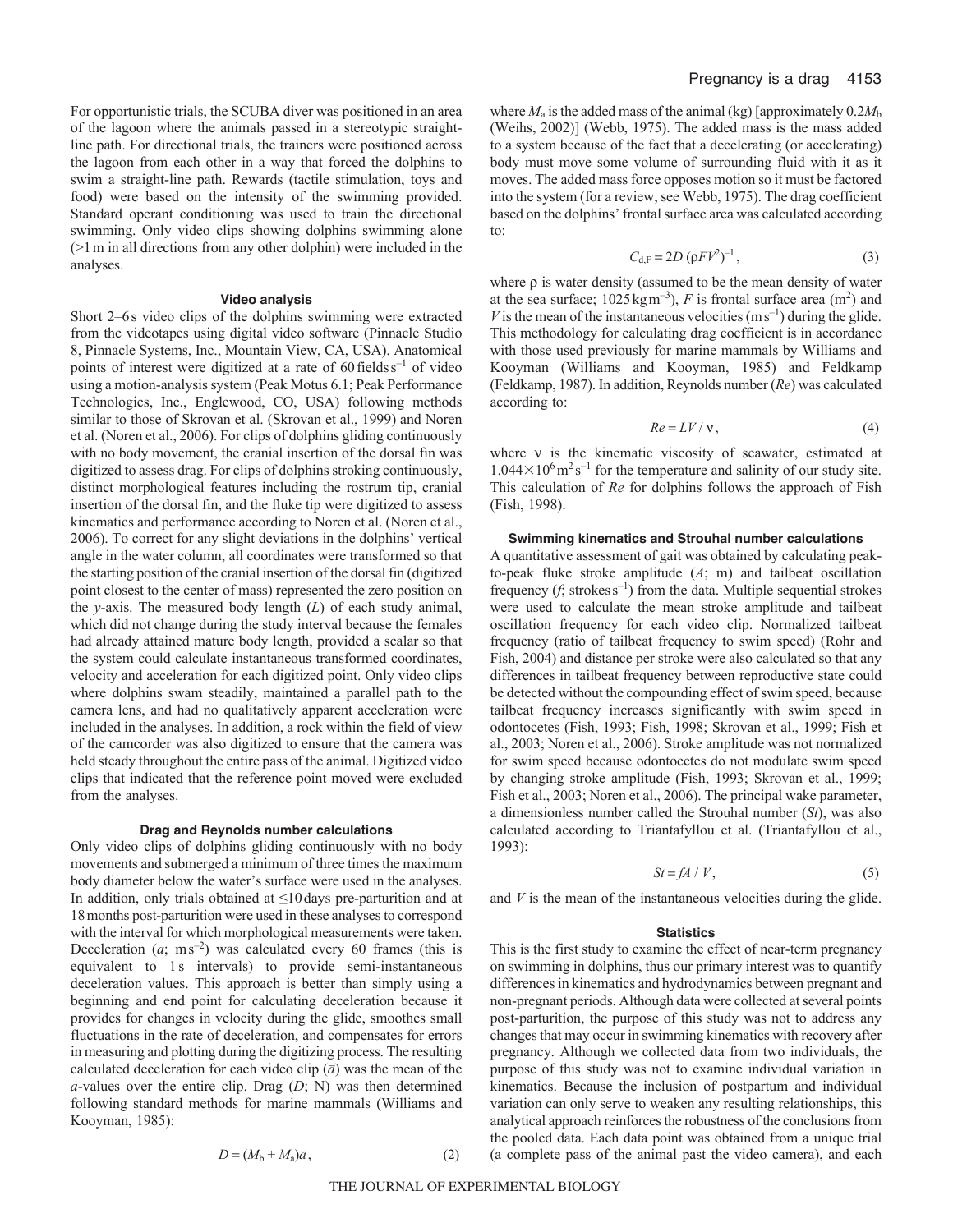For opportunistic trials, the SCUBA diver was positioned in an area of the lagoon where the animals passed in a stereotypic straight-line path. For directional trials, the trainers were positioned across the lagoon from each other in a way that forced the dolphins to swim a straight-line path. Rewards (tactile stimulation, toys and food) were based on the intensity of the swimming provided. Standard operant conditioning was used to train the directional swimming. Only video clips showing dolphins swimming alone (>1 m in all directions from any other dolphin) were included in the analyses.

### Video analysis

Short 2–6 s video clips of the dolphins swimming were extracted from the videotapes using digital video software (Pinnacle Studio 8, Pinnacle Systems, Inc., Mountain View, CA, USA). Anatomical points of interest were digitized at a rate of 60 fields $s^{-1}$ of video using a motion-analysis system (Peak Motus 6.1; Peak Performance Technologies, Inc., Englewood, CO, USA) following methods similar to those of Skrovan et al. (Skrovan et al., 1999) and Noren et al. (Noren et al., 2006). For clips of dolphins gliding continuously with no body movement, the cranial insertion of the dorsal fin was digitized to assess drag. For clips of dolphins stroking continuously, distinct morphological features including the rostrum tip, cranial insertion of the dorsal fin, and the fluke tip were digitized to assess kinematics and performance according to Noren et al. (Noren et al., 2006). To correct for any slight deviations in the dolphins' vertical angle in the water column, all coordinates were transformed so that the starting position of the cranial insertion of the dorsal fin (digitized point closest to the center of mass) represented the zero position on the *y*-axis. The measured body length ($L$) of each study animal, which did not change during the study interval because the females had already attained mature body length, provided a scalar so that the system could calculate instantaneous transformed coordinates, velocity and acceleration for each digitized point. Only video clips where dolphins swam steadily, maintained a parallel path to the camera lens, and had no qualitatively apparent acceleration were included in the analyses. In addition, a rock within the field of view of the camcorder was also digitized to ensure that the camera was held steady throughout the entire pass of the animal. Digitized video clips that indicated that the reference point moved were excluded from the analyses.

### Drag and Reynolds number calculations

Only video clips of dolphins gliding continuously with no body movements and submerged a minimum of three times the maximum body diameter below the water's surface were used in the analyses. In addition, only trials obtained at ≤10 days pre-parturition and at 18 months post-parturition were used in these analyses to correspond with the interval for which morphological measurements were taken. Deceleration ($a$; m $s^{-2}$) was calculated every 60 frames (this is equivalent to 1 s intervals) to provide semi-instantaneous deceleration values. This approach is better than simply using a beginning and end point for calculating deceleration because it provides for changes in velocity during the glide, smoothes small fluctuations in the rate of deceleration, and compensates for errors in measuring and plotting during the digitizing process. The resulting calculated deceleration for each video clip ($\bar{a}$) was the mean of the $a$-values over the entire clip. Drag ($D$; N) was then determined following standard methods for marine mammals (Williams and Kooyman, 1985):

$$D = (M_b + M_a)\bar{a}, \quad (2)$$

where $M_a$ is the added mass of the animal (kg) [approximately $0.2M_b$ (Weihs, 2002)] (Webb, 1975). The added mass is the mass added to a system because of the fact that a decelerating (or accelerating) body must move some volume of surrounding fluid with it as it moves. The added mass force opposes motion so it must be factored into the system (for a review, see Webb, 1975). The drag coefficient based on the dolphins' frontal surface area was calculated according to:

$$C_{d,F} = 2D\,(\rho F V^2)^{-1}, \quad (3)$$

where $\rho$ is water density (assumed to be the mean density of water at the sea surface; 1025 kg $m^{-3}$), $F$ is frontal surface area ($m^2$) and $V$ is the mean of the instantaneous velocities (m $s^{-1}$) during the glide. This methodology for calculating drag coefficient is in accordance with those used previously for marine mammals by Williams and Kooyman (Williams and Kooyman, 1985) and Feldkamp (Feldkamp, 1987). In addition, Reynolds number ($Re$) was calculated according to:

$$Re = LV / \nu, \quad (4)$$

where $\nu$ is the kinematic viscosity of seawater, estimated at $1.044\times10^{6}$ $m^2$ $s^{-1}$ for the temperature and salinity of our study site. This calculation of $Re$ for dolphins follows the approach of Fish (Fish, 1998).

### Swimming kinematics and Strouhal number calculations

A quantitative assessment of gait was obtained by calculating peak-to-peak fluke stroke amplitude ($A$; m) and tailbeat oscillation frequency ($f$; strokes $s^{-1}$) from the data. Multiple sequential strokes were used to calculate the mean stroke amplitude and tailbeat oscillation frequency for each video clip. Normalized tailbeat frequency (ratio of tailbeat frequency to swim speed) (Rohr and Fish, 2004) and distance per stroke were also calculated so that any differences in tailbeat frequency between reproductive state could be detected without the compounding effect of swim speed, because tailbeat frequency increases significantly with swim speed in odontocetes (Fish, 1993; Fish, 1998; Skrovan et al., 1999; Fish et al., 2003; Noren et al., 2006). Stroke amplitude was not normalized for swim speed because odontocetes do not modulate swim speed by changing stroke amplitude (Fish, 1993; Skrovan et al., 1999; Fish et al., 2003; Noren et al., 2006). The principal wake parameter, a dimensionless number called the Strouhal number ($St$), was also calculated according to Triantafyllou et al. (Triantafyllou et al., 1993):

$$St = fA / V, \quad (5)$$

and $V$ is the mean of the instantaneous velocities during the glide.

### Statistics

This is the first study to examine the effect of near-term pregnancy on swimming in dolphins, thus our primary interest was to quantify differences in kinematics and hydrodynamics between pregnant and non-pregnant periods. Although data were collected at several points post-parturition, the purpose of this study was not to address any changes that may occur in swimming kinematics with recovery after pregnancy. Although we collected data from two individuals, the purpose of this study was not to examine individual variation in kinematics. Because the inclusion of postpartum and individual variation can only serve to weaken any resulting relationships, this analytical approach reinforces the robustness of the conclusions from the pooled data. Each data point was obtained from a unique trial (a complete pass of the animal past the video camera), and each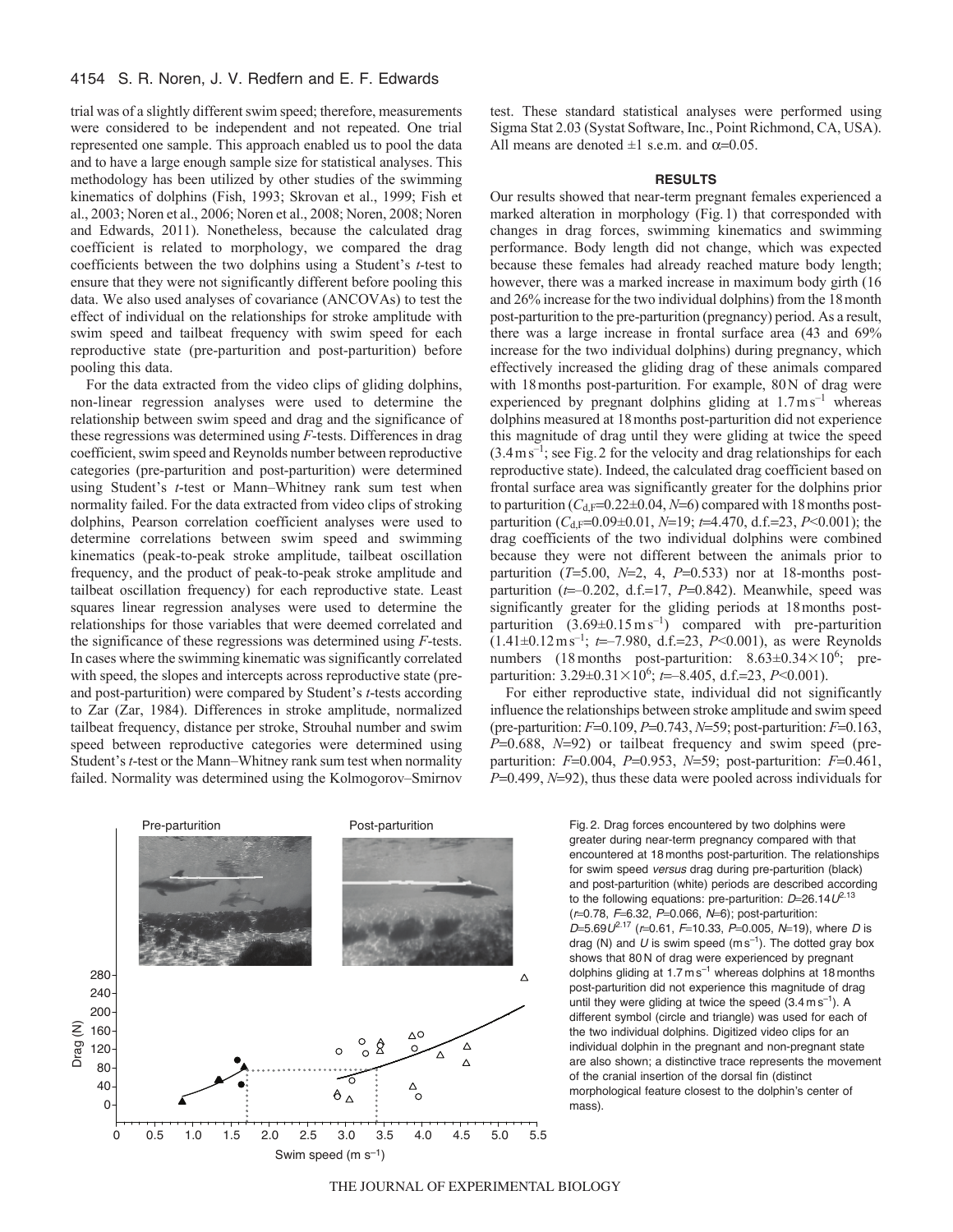trial was of a slightly different swim speed; therefore, measurements were considered to be independent and not repeated. One trial represented one sample. This approach enabled us to pool the data and to have a large enough sample size for statistical analyses. This methodology has been utilized by other studies of the swimming kinematics of dolphins (Fish, 1993; Skrovan et al., 1999; Fish et al., 2003; Noren et al., 2006; Noren et al., 2008; Noren, 2008; Noren and Edwards, 2011). Nonetheless, because the calculated drag coefficient is related to morphology, we compared the drag coefficients between the two dolphins using a Student's *t*-test to ensure that they were not significantly different before pooling this data. We also used analyses of covariance (ANCOVAs) to test the effect of individual on the relationships for stroke amplitude with swim speed and tailbeat frequency with swim speed for each reproductive state (pre-parturition and post-parturition) before pooling this data.

For the data extracted from the video clips of gliding dolphins, non-linear regression analyses were used to determine the relationship between swim speed and drag and the significance of these regressions was determined using *F*-tests. Differences in drag coefficient, swim speed and Reynolds number between reproductive categories (pre-parturition and post-parturition) were determined using Student's *t*-test or Mann–Whitney rank sum test when normality failed. For the data extracted from video clips of stroking dolphins, Pearson correlation coefficient analyses were used to determine correlations between swim speed and swimming kinematics (peak-to-peak stroke amplitude, tailbeat oscillation frequency, and the product of peak-to-peak stroke amplitude and tailbeat oscillation frequency) for each reproductive state. Least squares linear regression analyses were used to determine the relationships for those variables that were deemed correlated and the significance of these regressions was determined using *F*-tests. In cases where the swimming kinematic was significantly correlated with speed, the slopes and intercepts across reproductive state (pre- and post-parturition) were compared by Student's *t*-tests according to Zar (Zar, 1984). Differences in stroke amplitude, normalized tailbeat frequency, distance per stroke, Strouhal number and swim speed between reproductive categories were determined using Student's *t*-test or the Mann–Whitney rank sum test when normality failed. Normality was determined using the Kolmogorov–Smirnov test. These standard statistical analyses were performed using Sigma Stat 2.03 (Systat Software, Inc., Point Richmond, CA, USA). All means are denoted ±1 s.e.m. and $\alpha$=0.05.

## RESULTS

Our results showed that near-term pregnant females experienced a marked alteration in morphology (Fig. 1) that corresponded with changes in drag forces, swimming kinematics and swimming performance. Body length did not change, which was expected because these females had already reached mature body length; however, there was a marked increase in maximum body girth (16 and 26% increase for the two individual dolphins) from the 18 month post-parturition to the pre-parturition (pregnancy) period. As a result, there was a large increase in frontal surface area (43 and 69% increase for the two individual dolphins) during pregnancy, which effectively increased the gliding drag of these animals compared with 18 months post-parturition. For example, 80 N of drag were experienced by pregnant dolphins gliding at 1.7 m s$^{-1}$ whereas dolphins measured at 18 months post-parturition did not experience this magnitude of drag until they were gliding at twice the speed (3.4 m s$^{-1}$; see Fig. 2 for the velocity and drag relationships for each reproductive state). Indeed, the calculated drag coefficient based on frontal surface area was significantly greater for the dolphins prior to parturition ($C_{d,F}$=0.22±0.04, *N*=6) compared with 18 months post-parturition ($C_{d,F}$=0.09±0.01, *N*=19; *t*=4.470, d.f.=23, *P*<0.001); the drag coefficients of the two individual dolphins were combined because they were not different between the animals prior to parturition (*T*=5.00, *N*=2, 4, *P*=0.533) nor at 18-months post-parturition (*t*=–0.202, d.f.=17, *P*=0.842). Meanwhile, speed was significantly greater for the gliding periods at 18 months post-parturition (3.69±0.15 m s$^{-1}$) compared with pre-parturition (1.41±0.12 m s$^{-1}$; *t*=–7.980, d.f.=23, *P*<0.001), as were Reynolds numbers (18 months post-parturition: 8.63±0.34×10$^{6}$; pre-parturition: 3.29±0.31×10$^{6}$; *t*=–8.405, d.f.=23, *P*<0.001).

For either reproductive state, individual did not significantly influence the relationships between stroke amplitude and swim speed (pre-parturition: *F*=0.109, *P*=0.743, *N*=59; post-parturition: *F*=0.163, *P*=0.688, *N*=92) or tailbeat frequency and swim speed (pre-parturition: *F*=0.004, *P*=0.953, *N*=59; post-parturition: *F*=0.461, *P*=0.499, *N*=92), thus these data were pooled across individuals for

Fig. 2. Drag forces encountered by two dolphins were greater during near-term pregnancy compared with that encountered at 18 months post-parturition. The relationships for swim speed *versus* drag during pre-parturition (black) and post-parturition (white) periods are described according to the following equations: pre-parturition: $D$=26.14$U^{2.13}$ ($r$=0.78, $F$=6.32, $P$=0.066, $N$=6); post-parturition: $D$=5.69$U^{2.17}$ ($r$=0.61, $F$=10.33, $P$=0.005, $N$=19), where $D$ is drag (N) and $U$ is swim speed (m s$^{-1}$). The dotted gray box shows that 80 N of drag were experienced by pregnant dolphins gliding at 1.7 m s$^{-1}$ whereas dolphins at 18 months post-parturition did not experience this magnitude of drag until they were gliding at twice the speed (3.4 m s$^{-1}$). A different symbol (circle and triangle) was used for each of the two individual dolphins. Digitized video clips for an individual dolphin in the pregnant and non-pregnant state are also shown; a distinctive trace represents the movement of the cranial insertion of the dorsal fin (distinct morphological feature closest to the dolphin's center of mass).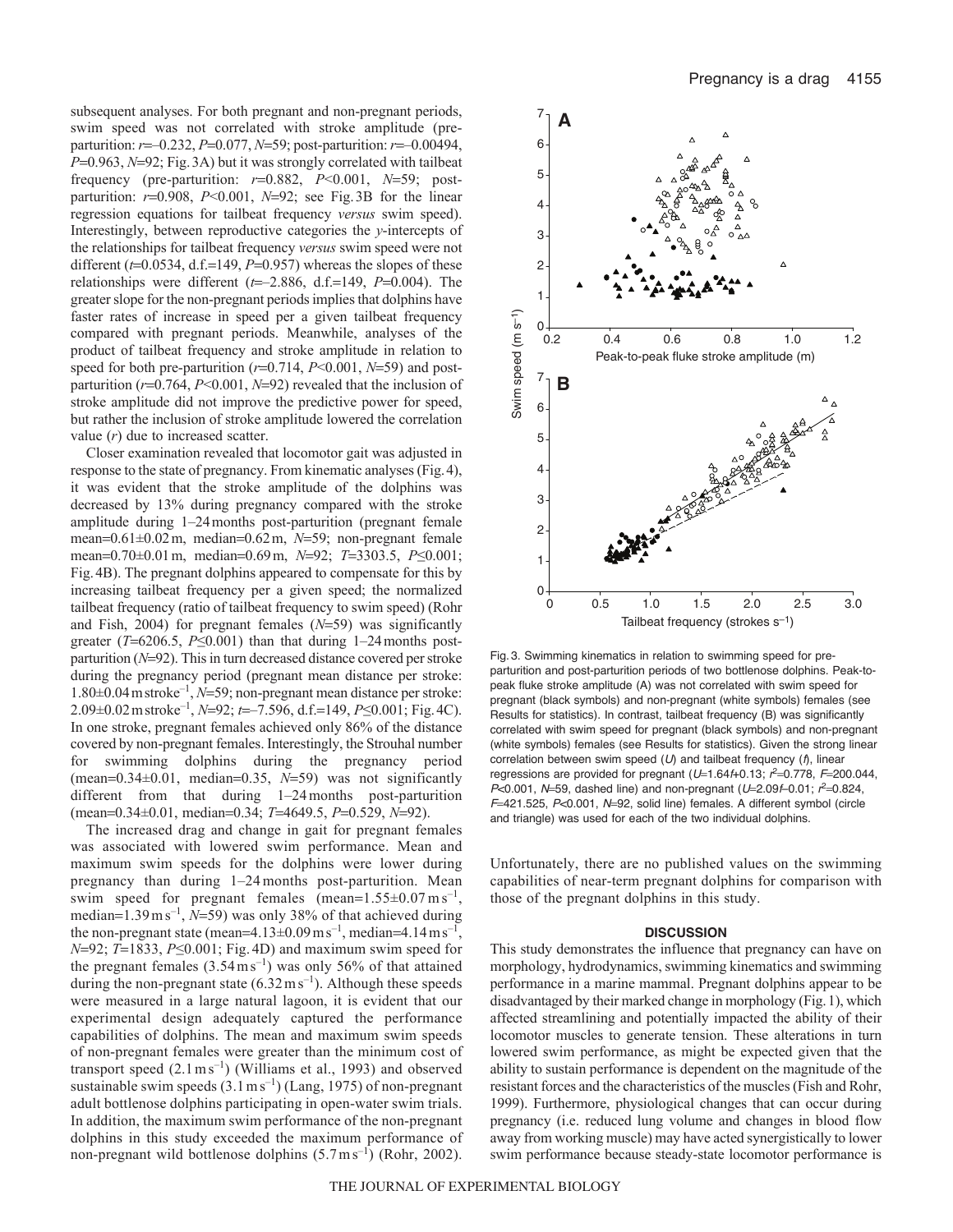subsequent analyses. For both pregnant and non-pregnant periods, swim speed was not correlated with stroke amplitude (pre-parturition: $r$=–0.232, $P$=0.077, $N$=59; post-parturition: $r$=–0.00494, $P$=0.963, $N$=92; Fig. 3A) but it was strongly correlated with tailbeat frequency (pre-parturition: $r$=0.882, $P$<0.001, $N$=59; post-parturition: $r$=0.908, $P$<0.001, $N$=92; see Fig. 3B for the linear regression equations for tailbeat frequency *versus* swim speed). Interestingly, between reproductive categories the $y$-intercepts of the relationships for tailbeat frequency *versus* swim speed were not different ($t$=0.0534, d.f.=149, $P$=0.957) whereas the slopes of these relationships were different ($t$=–2.886, d.f.=149, $P$=0.004). The greater slope for the non-pregnant periods implies that dolphins have faster rates of increase in speed per a given tailbeat frequency compared with pregnant periods. Meanwhile, analyses of the product of tailbeat frequency and stroke amplitude in relation to speed for both pre-parturition ($r$=0.714, $P$<0.001, $N$=59) and post-parturition ($r$=0.764, $P$<0.001, $N$=92) revealed that the inclusion of stroke amplitude did not improve the predictive power for speed, but rather the inclusion of stroke amplitude lowered the correlation value ($r$) due to increased scatter.

Closer examination revealed that locomotor gait was adjusted in response to the state of pregnancy. From kinematic analyses (Fig. 4), it was evident that the stroke amplitude of the dolphins was decreased by 13% during pregnancy compared with the stroke amplitude during 1–24 months post-parturition (pregnant female mean=0.61±0.02 m, median=0.62 m, $N$=59; non-pregnant female mean=0.70±0.01 m, median=0.69 m, $N$=92; $T$=3303.5, $P$≤0.001; Fig. 4B). The pregnant dolphins appeared to compensate for this by increasing tailbeat frequency per a given speed; the normalized tailbeat frequency (ratio of tailbeat frequency to swim speed) (Rohr and Fish, 2004) for pregnant females ($N$=59) was significantly greater ($T$=6206.5, $P$≤0.001) than that during 1–24 months post-parturition ($N$=92). This in turn decreased distance covered per stroke during the pregnancy period (pregnant mean distance per stroke: 1.80±0.04 m stroke$^{-1}$, $N$=59; non-pregnant mean distance per stroke: 2.09±0.02 m stroke$^{-1}$, $N$=92; $t$=–7.596, d.f.=149, $P$≤0.001; Fig. 4C). In one stroke, pregnant females achieved only 86% of the distance covered by non-pregnant females. Interestingly, the Strouhal number for swimming dolphins during the pregnancy period (mean=0.34±0.01, median=0.35, $N$=59) was not significantly different from that during 1–24 months post-parturition (mean=0.34±0.01, median=0.34; $T$=4649.5, $P$=0.529, $N$=92).

The increased drag and change in gait for pregnant females was associated with lowered swim performance. Mean and maximum swim speeds for the dolphins were lower during pregnancy than during 1–24 months post-parturition. Mean swim speed for pregnant females (mean=1.55±0.07 m s$^{-1}$, median=1.39 m s$^{-1}$, $N$=59) was only 38% of that achieved during the non-pregnant state (mean=4.13±0.09 m s$^{-1}$, median=4.14 m s$^{-1}$, $N$=92; $T$=1833, $P$≤0.001; Fig. 4D) and maximum swim speed for the pregnant females (3.54 m s$^{-1}$) was only 56% of that attained during the non-pregnant state (6.32 m s$^{-1}$). Although these speeds were measured in a large natural lagoon, it is evident that our experimental design adequately captured the performance capabilities of dolphins. The mean and maximum swim speeds of non-pregnant females were greater than the minimum cost of transport speed (2.1 m s$^{-1}$) (Williams et al., 1993) and observed sustainable swim speeds (3.1 m s$^{-1}$) (Lang, 1975) of non-pregnant adult bottlenose dolphins participating in open-water swim trials. In addition, the maximum swim performance of the non-pregnant dolphins in this study exceeded the maximum performance of non-pregnant wild bottlenose dolphins (5.7 m s$^{-1}$) (Rohr, 2002). Unfortunately, there are no published values on the swimming capabilities of near-term pregnant dolphins for comparison with those of the pregnant dolphins in this study.

Fig. 3. Swimming kinematics in relation to swimming speed for pre-parturition and post-parturition periods of two bottlenose dolphins. Peak-to-peak fluke stroke amplitude (A) was not correlated with swim speed for pregnant (black symbols) and non-pregnant (white symbols) females (see Results for statistics). In contrast, tailbeat frequency (B) was significantly correlated with swim speed for pregnant (black symbols) and non-pregnant (white symbols) females (see Results for statistics). Given the strong linear correlation between swim speed ($U$) and tailbeat frequency ($f$), linear regressions are provided for pregnant ($U$=1.64$f$+0.13; $r^2$=0.778, $F$=200.044, $P$<0.001, $N$=59, dashed line) and non-pregnant ($U$=2.09$f$–0.01; $r^2$=0.824, $F$=421.525, $P$<0.001, $N$=92, solid line) females. A different symbol (circle and triangle) was used for each of the two individual dolphins.

## DISCUSSION

This study demonstrates the influence that pregnancy can have on morphology, hydrodynamics, swimming kinematics and swimming performance in a marine mammal. Pregnant dolphins appear to be disadvantaged by their marked change in morphology (Fig. 1), which affected streamlining and potentially impacted the ability of their locomotor muscles to generate tension. These alterations in turn lowered swim performance, as might be expected given that the ability to sustain performance is dependent on the magnitude of the resistant forces and the characteristics of the muscles (Fish and Rohr, 1999). Furthermore, physiological changes that can occur during pregnancy (i.e. reduced lung volume and changes in blood flow away from working muscle) may have acted synergistically to lower swim performance because steady-state locomotor performance is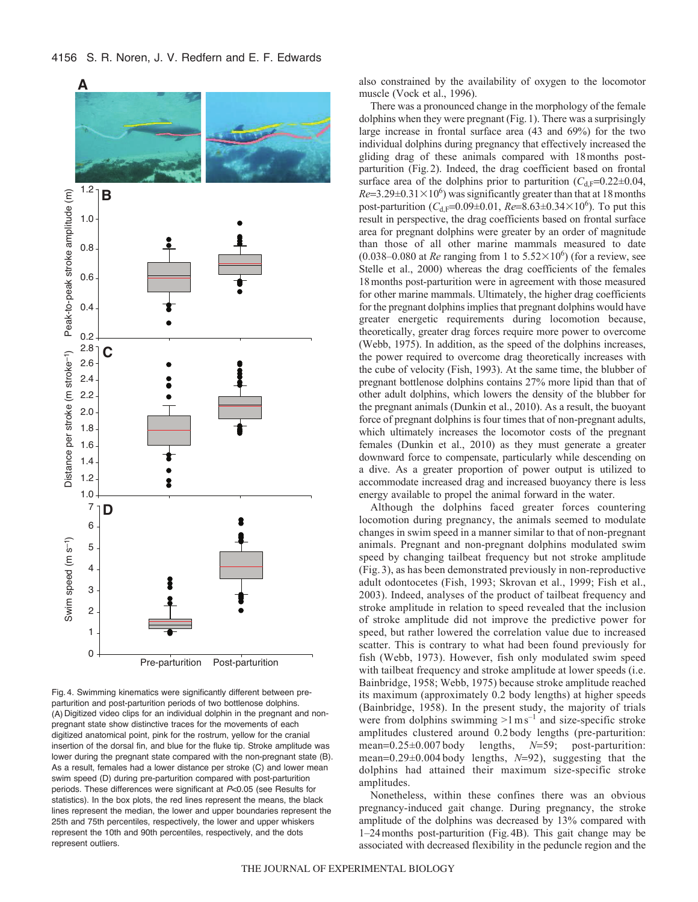Fig. 4. Swimming kinematics were significantly different between pre-parturition and post-parturition periods of two bottlenose dolphins. (A) Digitized video clips for an individual dolphin in the pregnant and non-pregnant state show distinctive traces for the movements of each digitized anatomical point, pink for the rostrum, yellow for the cranial insertion of the dorsal fin, and blue for the fluke tip. Stroke amplitude was lower during the pregnant state compared with the non-pregnant state (B). As a result, females had a lower distance per stroke (C) and lower mean swim speed (D) during pre-parturition compared with post-parturition periods. These differences were significant at $P<0.05$ (see Results for statistics). In the box plots, the red lines represent the means, the black lines represent the median, the lower and upper boundaries represent the 25th and 75th percentiles, respectively, the lower and upper whiskers represent the 10th and 90th percentiles, respectively, and the dots represent outliers.

also constrained by the availability of oxygen to the locomotor muscle (Vock et al., 1996).

There was a pronounced change in the morphology of the female dolphins when they were pregnant (Fig. 1). There was a surprisingly large increase in frontal surface area (43 and 69%) for the two individual dolphins during pregnancy that effectively increased the gliding drag of these animals compared with 18 months post-parturition (Fig. 2). Indeed, the drag coefficient based on frontal surface area of the dolphins prior to parturition ($C_{d,F}$=0.22±0.04, $Re$=3.29±0.31$\times$10$^6$) was significantly greater than that at 18 months post-parturition ($C_{d,F}$=0.09±0.01, $Re$=8.63±0.34$\times$10$^6$). To put this result in perspective, the drag coefficients based on frontal surface area for pregnant dolphins were greater by an order of magnitude than those of all other marine mammals measured to date (0.038–0.080 at $Re$ ranging from 1 to 5.52$\times$10$^6$) (for a review, see Stelle et al., 2000) whereas the drag coefficients of the females 18 months post-parturition were in agreement with those measured for other marine mammals. Ultimately, the higher drag coefficients for the pregnant dolphins implies that pregnant dolphins would have greater energetic requirements during locomotion because, theoretically, greater drag forces require more power to overcome (Webb, 1975). In addition, as the speed of the dolphins increases, the power required to overcome drag theoretically increases with the cube of velocity (Fish, 1993). At the same time, the blubber of pregnant bottlenose dolphins contains 27% more lipid than that of other adult dolphins, which lowers the density of the blubber for the pregnant animals (Dunkin et al., 2010). As a result, the buoyant force of pregnant dolphins is four times that of non-pregnant adults, which ultimately increases the locomotor costs of the pregnant females (Dunkin et al., 2010) as they must generate a greater downward force to compensate, particularly while descending on a dive. As a greater proportion of power output is utilized to accommodate increased drag and increased buoyancy there is less energy available to propel the animal forward in the water.

Although the dolphins faced greater forces countering locomotion during pregnancy, the animals seemed to modulate changes in swim speed in a manner similar to that of non-pregnant animals. Pregnant and non-pregnant dolphins modulated swim speed by changing tailbeat frequency but not stroke amplitude (Fig. 3), as has been demonstrated previously in non-reproductive adult odontocetes (Fish, 1993; Skrovan et al., 1999; Fish et al., 2003). Indeed, analyses of the product of tailbeat frequency and stroke amplitude in relation to speed revealed that the inclusion of stroke amplitude did not improve the predictive power for speed, but rather lowered the correlation value due to increased scatter. This is contrary to what had been found previously for fish (Webb, 1973). However, fish only modulated swim speed with tailbeat frequency and stroke amplitude at lower speeds (i.e. Bainbridge, 1958; Webb, 1975) because stroke amplitude reached its maximum (approximately 0.2 body lengths) at higher speeds (Bainbridge, 1958). In the present study, the majority of trials were from dolphins swimming >1 m s$^{-1}$ and size-specific stroke amplitudes clustered around 0.2 body lengths (pre-parturition: mean=0.25±0.007 body lengths, $N$=59; post-parturition: mean=0.29±0.004 body lengths, $N$=92), suggesting that the dolphins had attained their maximum size-specific stroke amplitudes.

Nonetheless, within these confines there was an obvious pregnancy-induced gait change. During pregnancy, the stroke amplitude of the dolphins was decreased by 13% compared with 1–24 months post-parturition (Fig. 4B). This gait change may be associated with decreased flexibility in the peduncle region and the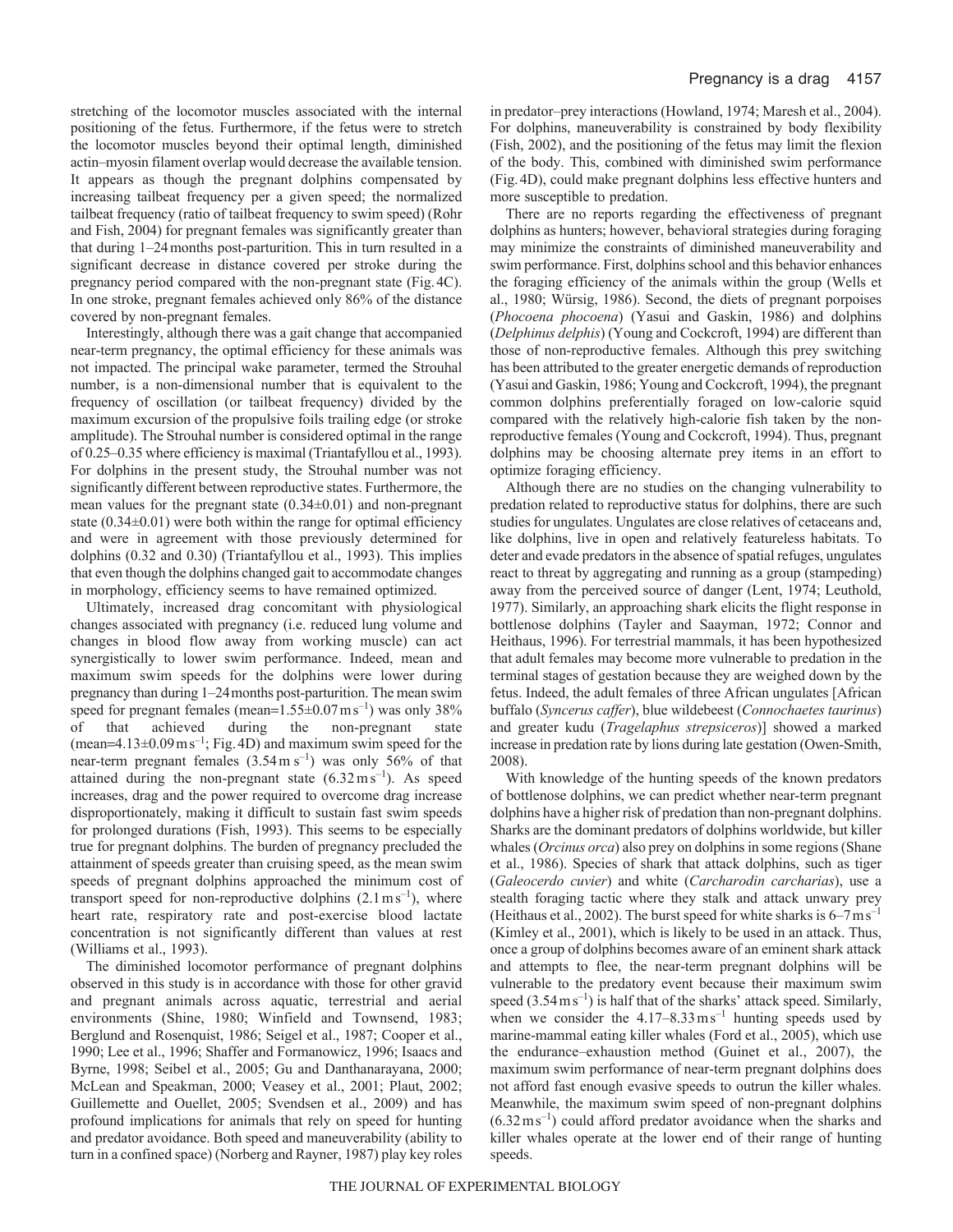stretching of the locomotor muscles associated with the internal positioning of the fetus. Furthermore, if the fetus were to stretch the locomotor muscles beyond their optimal length, diminished actin–myosin filament overlap would decrease the available tension. It appears as though the pregnant dolphins compensated by increasing tailbeat frequency per a given speed; the normalized tailbeat frequency (ratio of tailbeat frequency to swim speed) (Rohr and Fish, 2004) for pregnant females was significantly greater than that during 1–24 months post-parturition. This in turn resulted in a significant decrease in distance covered per stroke during the pregnancy period compared with the non-pregnant state (Fig. 4C). In one stroke, pregnant females achieved only 86% of the distance covered by non-pregnant females.

Interestingly, although there was a gait change that accompanied near-term pregnancy, the optimal efficiency for these animals was not impacted. The principal wake parameter, termed the Strouhal number, is a non-dimensional number that is equivalent to the frequency of oscillation (or tailbeat frequency) divided by the maximum excursion of the propulsive foils trailing edge (or stroke amplitude). The Strouhal number is considered optimal in the range of 0.25–0.35 where efficiency is maximal (Triantafyllou et al., 1993). For dolphins in the present study, the Strouhal number was not significantly different between reproductive states. Furthermore, the mean values for the pregnant state (0.34±0.01) and non-pregnant state (0.34±0.01) were both within the range for optimal efficiency and were in agreement with those previously determined for dolphins (0.32 and 0.30) (Triantafyllou et al., 1993). This implies that even though the dolphins changed gait to accommodate changes in morphology, efficiency seems to have remained optimized.

Ultimately, increased drag concomitant with physiological changes associated with pregnancy (i.e. reduced lung volume and changes in blood flow away from working muscle) can act synergistically to lower swim performance. Indeed, mean and maximum swim speeds for the dolphins were lower during pregnancy than during 1–24 months post-parturition. The mean swim speed for pregnant females (mean=1.55±0.07 $\mathrm{m\,s^{-1}}$) was only 38% of that achieved during the non-pregnant state (mean=4.13±0.09 $\mathrm{m\,s^{-1}}$; Fig. 4D) and maximum swim speed for the near-term pregnant females (3.54 $\mathrm{m\,s^{-1}}$) was only 56% of that attained during the non-pregnant state (6.32 $\mathrm{m\,s^{-1}}$). As speed increases, drag and the power required to overcome drag increase disproportionately, making it difficult to sustain fast swim speeds for prolonged durations (Fish, 1993). This seems to be especially true for pregnant dolphins. The burden of pregnancy precluded the attainment of speeds greater than cruising speed, as the mean swim speeds of pregnant dolphins approached the minimum cost of transport speed for non-reproductive dolphins (2.1 $\mathrm{m\,s^{-1}}$), where heart rate, respiratory rate and post-exercise blood lactate concentration is not significantly different than values at rest (Williams et al., 1993).

The diminished locomotor performance of pregnant dolphins observed in this study is in accordance with those for other gravid and pregnant animals across aquatic, terrestrial and aerial environments (Shine, 1980; Winfield and Townsend, 1983; Berglund and Rosenquist, 1986; Seigel et al., 1987; Cooper et al., 1990; Lee et al., 1996; Shaffer and Formanowicz, 1996; Isaacs and Byrne, 1998; Seibel et al., 2005; Gu and Danthanarayana, 2000; McLean and Speakman, 2000; Veasey et al., 2001; Plaut, 2002; Guillemette and Ouellet, 2005; Svendsen et al., 2009) and has profound implications for animals that rely on speed for hunting and predator avoidance. Both speed and maneuverability (ability to turn in a confined space) (Norberg and Rayner, 1987) play key roles in predator–prey interactions (Howland, 1974; Maresh et al., 2004). For dolphins, maneuverability is constrained by body flexibility (Fish, 2002), and the positioning of the fetus may limit the flexion of the body. This, combined with diminished swim performance (Fig. 4D), could make pregnant dolphins less effective hunters and more susceptible to predation.

There are no reports regarding the effectiveness of pregnant dolphins as hunters; however, behavioral strategies during foraging may minimize the constraints of diminished maneuverability and swim performance. First, dolphins school and this behavior enhances the foraging efficiency of the animals within the group (Wells et al., 1980; Würsig, 1986). Second, the diets of pregnant porpoises (*Phocoena phocoena*) (Yasui and Gaskin, 1986) and dolphins (*Delphinus delphis*) (Young and Cockcroft, 1994) are different than those of non-reproductive females. Although this prey switching has been attributed to the greater energetic demands of reproduction (Yasui and Gaskin, 1986; Young and Cockcroft, 1994), the pregnant common dolphins preferentially foraged on low-calorie squid compared with the relatively high-calorie fish taken by the non-reproductive females (Young and Cockcroft, 1994). Thus, pregnant dolphins may be choosing alternate prey items in an effort to optimize foraging efficiency.

Although there are no studies on the changing vulnerability to predation related to reproductive status for dolphins, there are such studies for ungulates. Ungulates are close relatives of cetaceans and, like dolphins, live in open and relatively featureless habitats. To deter and evade predators in the absence of spatial refuges, ungulates react to threat by aggregating and running as a group (stampeding) away from the perceived source of danger (Lent, 1974; Leuthold, 1977). Similarly, an approaching shark elicits the flight response in bottlenose dolphins (Tayler and Saayman, 1972; Connor and Heithaus, 1996). For terrestrial mammals, it has been hypothesized that adult females may become more vulnerable to predation in the terminal stages of gestation because they are weighed down by the fetus. Indeed, the adult females of three African ungulates [African buffalo (*Syncerus caffer*), blue wildebeest (*Connochaetes taurinus*) and greater kudu (*Tragelaphus strepsiceros*)] showed a marked increase in predation rate by lions during late gestation (Owen-Smith, 2008).

With knowledge of the hunting speeds of the known predators of bottlenose dolphins, we can predict whether near-term pregnant dolphins have a higher risk of predation than non-pregnant dolphins. Sharks are the dominant predators of dolphins worldwide, but killer whales (*Orcinus orca*) also prey on dolphins in some regions (Shane et al., 1986). Species of shark that attack dolphins, such as tiger (*Galeocerdo cuvier*) and white (*Carcharodin carcharias*), use a stealth foraging tactic where they stalk and attack unwary prey (Heithaus et al., 2002). The burst speed for white sharks is 6–7 $\mathrm{m\,s^{-1}}$ (Kimley et al., 2001), which is likely to be used in an attack. Thus, once a group of dolphins becomes aware of an eminent shark attack and attempts to flee, the near-term pregnant dolphins will be vulnerable to the predatory event because their maximum swim speed (3.54 $\mathrm{m\,s^{-1}}$) is half that of the sharks' attack speed. Similarly, when we consider the 4.17–8.33 $\mathrm{m\,s^{-1}}$ hunting speeds used by marine-mammal eating killer whales (Ford et al., 2005), which use the endurance–exhaustion method (Guinet et al., 2007), the maximum swim performance of near-term pregnant dolphins does not afford fast enough evasive speeds to outrun the killer whales. Meanwhile, the maximum swim speed of non-pregnant dolphins (6.32 $\mathrm{m\,s^{-1}}$) could afford predator avoidance when the sharks and killer whales operate at the lower end of their range of hunting speeds.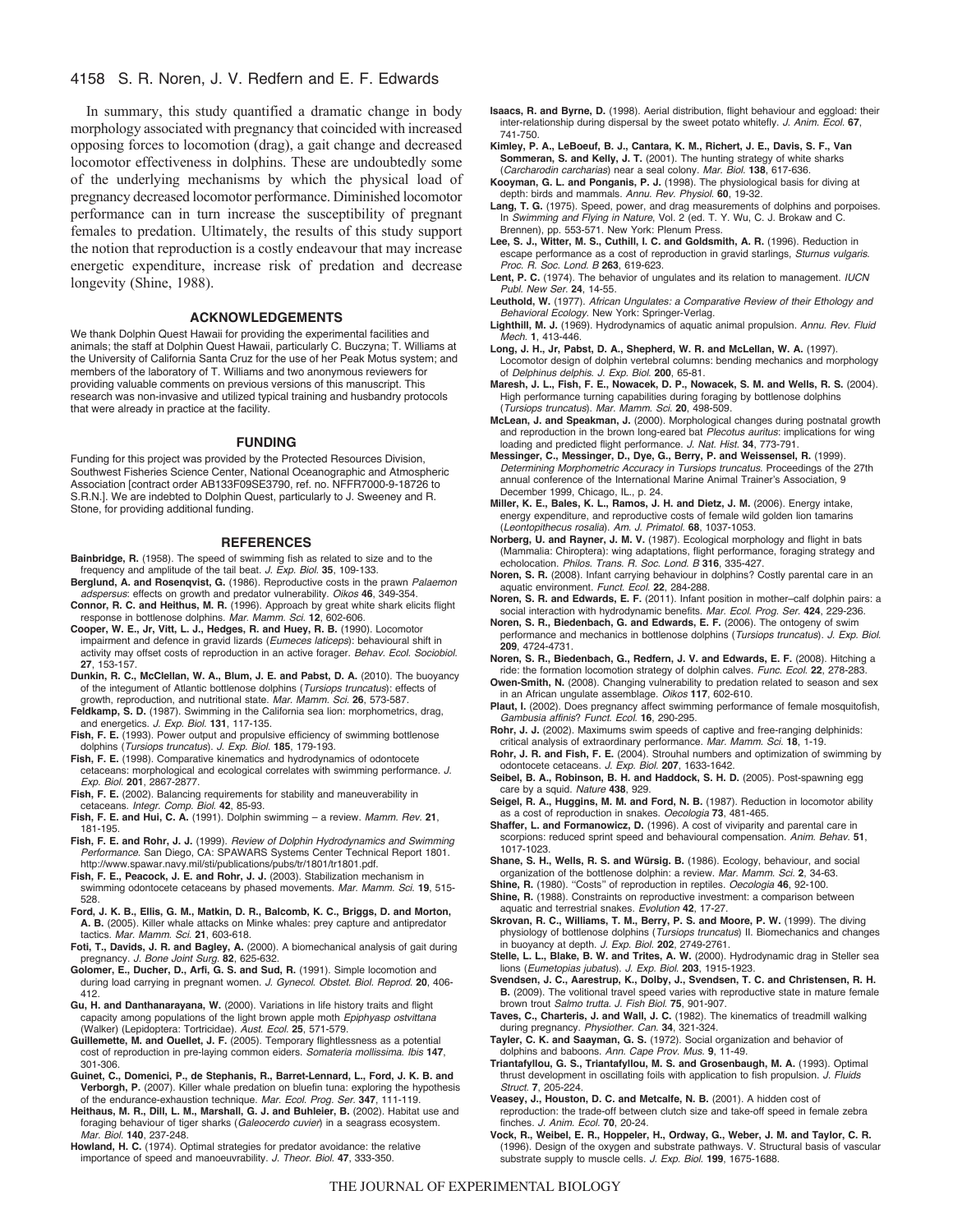In summary, this study quantified a dramatic change in body morphology associated with pregnancy that coincided with increased opposing forces to locomotion (drag), a gait change and decreased locomotor effectiveness in dolphins. These are undoubtedly some of the underlying mechanisms by which the physical load of pregnancy decreased locomotor performance. Diminished locomotor performance can in turn increase the susceptibility of pregnant females to predation. Ultimately, the results of this study support the notion that reproduction is a costly endeavour that may increase energetic expenditure, increase risk of predation and decrease longevity (Shine, 1988).

## ACKNOWLEDGEMENTS

We thank Dolphin Quest Hawaii for providing the experimental facilities and animals; the staff at Dolphin Quest Hawaii, particularly C. Buczyna; T. Williams at the University of California Santa Cruz for the use of her Peak Motus system; and members of the laboratory of T. Williams and two anonymous reviewers for providing valuable comments on previous versions of this manuscript. This research was non-invasive and utilized typical training and husbandry protocols that were already in practice at the facility.

## FUNDING

Funding for this project was provided by the Protected Resources Division, Southwest Fisheries Science Center, National Oceanographic and Atmospheric Association [contract order AB133F09SE3790, ref. no. NFFR7000-9-18726 to S.R.N.]. We are indebted to Dolphin Quest, particularly to J. Sweeney and R. Stone, for providing additional funding.

## REFERENCES

**Bainbridge, R.** (1958). The speed of swimming fish as related to size and to the frequency and amplitude of the tail beat. *J. Exp. Biol.* **35**, 109-133.

**Berglund, A. and Rosenqvist, G.** (1986). Reproductive costs in the prawn *Palaemon adspersus*: effects on growth and predator vulnerability. *Oikos* **46**, 349-354.

**Connor, R. C. and Heithus, M. R.** (1996). Approach by great white shark elicits flight response in bottlenose dolphins. *Mar. Mamm. Sci.* **12**, 602-606.

**Cooper, W. E., Jr, Vitt, L. J., Hedges, R. and Huey, R. B.** (1990). Locomotor impairment and defence in gravid lizards (*Eumeces laticeps*): behavioural shift in activity may offset costs of reproduction in an active forager. *Behav. Ecol. Sociobiol.* **27**, 153-157.

**Dunkin, R. C., McClellan, W. A., Blum, J. E. and Pabst, D. A.** (2010). The buoyancy of the integument of Atlantic bottlenose dolphins (*Tursiops truncatus*): effects of growth, reproduction, and nutritional state. *Mar. Mamm. Sci.* **26**, 573-587.

**Feldkamp, S. D.** (1987). Swimming in the California sea lion: morphometrics, drag, and energetics. *J. Exp. Biol.* **131**, 117-135.

**Fish, F. E.** (1993). Power output and propulsive efficiency of swimming bottlenose dolphins (*Tursiops truncatus*). *J. Exp. Biol.* **185**, 179-193.

**Fish, F. E.** (1998). Comparative kinematics and hydrodynamics of odontocete cetaceans: morphological and ecological correlates with swimming performance. *J. Exp. Biol.* **201**, 2867-2877.

**Fish, F. E.** (2002). Balancing requirements for stability and maneuverability in cetaceans. *Integr. Comp. Biol.* **42**, 85-93.

**Fish, F. E. and Hui, C. A.** (1991). Dolphin swimming – a review. *Mamm. Rev.* **21**, 181-195.

**Fish, F. E. and Rohr, J. J.** (1999). *Review of Dolphin Hydrodynamics and Swimming Performance*. San Diego, CA: SPAWARS Systems Center Technical Report 1801. http://www.spawar.navy.mil/sti/publications/pubs/tr/1801/tr1801.pdf.

**Fish, F. E., Peacock, J. E. and Rohr, J. J.** (2003). Stabilization mechanism in swimming odontocete cetaceans by phased movements. *Mar. Mamm. Sci.* **19**, 515-528.

**Ford, J. K. B., Ellis, G. M., Matkin, D. R., Balcomb, K. C., Briggs, D. and Morton, A. B.** (2005). Killer whale attacks on Minke whales: prey capture and antipredator tactics. *Mar. Mamm. Sci.* **21**, 603-618.

**Foti, T., Davids, J. R. and Bagley, A.** (2000). A biomechanical analysis of gait during pregnancy. *J. Bone Joint Surg.* **82**, 625-632.

**Golomer, E., Ducher, D., Arfi, G. S. and Sud, R.** (1991). Simple locomotion and during load carrying in pregnant women. *J. Gynecol. Obstet. Biol. Reprod.* **20**, 406-412.

**Gu, H. and Danthanarayana, W.** (2000). Variations in life history traits and flight capacity among populations of the light brown apple moth *Epiphyasp ostvittana* (Walker) (Lepidoptera: Tortricidae). *Aust. Ecol.* **25**, 571-579.

**Guillemette, M. and Ouellet, J. F.** (2005). Temporary flightlessness as a potential cost of reproduction in pre-laying common eiders. *Somateria mollissima*. *Ibis* **147**, 301-306.

**Guinet, C., Domenici, P., de Stephanis, R., Barret-Lennard, L., Ford, J. K. B. and Verborgh, P.** (2007). Killer whale predation on bluefin tuna: exploring the hypothesis of the endurance-exhaustion technique. *Mar. Ecol. Prog. Ser.* **347**, 111-119.

**Heithaus, M. R., Dill, L. M., Marshall, G. J. and Buhleier, B.** (2002). Habitat use and foraging behaviour of tiger sharks (*Galeocerdo cuvier*) in a seagrass ecosystem. *Mar. Biol.* **140**, 237-248.

**Howland, H. C.** (1974). Optimal strategies for predator avoidance: the relative importance of speed and manoeuvrability. *J. Theor. Biol.* **47**, 333-350.

**Isaacs, R. and Byrne, D.** (1998). Aerial distribution, flight behaviour and eggload: their inter-relationship during dispersal by the sweet potato whitefly. *J. Anim. Ecol.* **67**, 741-750.

**Kimley, P. A., LeBoeuf, B. J., Cantara, K. M., Richert, J. E., Davis, S. F., Van Sommeran, S. and Kelly, J. T.** (2001). The hunting strategy of white sharks (*Carcharodin carcharias*) near a seal colony. *Mar. Biol.* **138**, 617-636.

**Kooyman, G. L. and Ponganis, P. J.** (1998). The physiological basis for diving at depth: birds and mammals. *Annu. Rev. Physiol.* **60**, 19-32.

**Lang, T. G.** (1975). Speed, power, and drag measurements of dolphins and porpoises. In *Swimming and Flying in Nature*, Vol. 2 (ed. T. Y. Wu, C. J. Brokaw and C. Brennen), pp. 553-571. New York: Plenum Press.

**Lee, S. J., Witter, M. S., Cuthill, I. C. and Goldsmith, A. R.** (1996). Reduction in escape performance as a cost of reproduction in gravid starlings, *Sturnus vulgaris*. *Proc. R. Soc. Lond. B* **263**, 619-623.

**Lent, P. C.** (1974). The behavior of ungulates and its relation to management. *IUCN Publ. New Ser.* **24**, 14-55.

**Leuthold, W.** (1977). *African Ungulates: a Comparative Review of their Ethology and Behavioral Ecology*. New York: Springer-Verlag.

**Lighthill, M. J.** (1969). Hydrodynamics of aquatic animal propulsion. *Annu. Rev. Fluid Mech.* **1**, 413-446.

**Long, J. H., Jr, Pabst, D. A., Shepherd, W. R. and McLellan, W. A.** (1997). Locomotor design of dolphin vertebral columns: bending mechanics and morphology of *Delphinus delphis*. *J. Exp. Biol.* **200**, 65-81.

**Maresh, J. L., Fish, F. E., Nowacek, D. P., Nowacek, S. M. and Wells, R. S.** (2004). High performance turning capabilities during foraging by bottlenose dolphins (*Tursiops truncatus*). *Mar. Mamm. Sci.* **20**, 498-509.

**McLean, J. and Speakman, J.** (2000). Morphological changes during postnatal growth and reproduction in the brown long-eared bat *Plecotus auritus*: implications for wing loading and predicted flight performance. *J. Nat. Hist.* **34**, 773-791.

**Messinger, C., Messinger, D., Dye, G., Berry, P. and Weissensel, R.** (1999). *Determining Morphometric Accuracy in Tursiops truncatus*. Proceedings of the 27th annual conference of the International Marine Animal Trainer's Association, 9 December 1999, Chicago, IL., p. 24.

**Miller, K. E., Bales, K. L., Ramos, J. H. and Dietz, J. M.** (2006). Energy intake, energy expenditure, and reproductive costs of female wild golden lion tamarins (*Leontopithecus rosalia*). *Am. J. Primatol.* **68**, 1037-1053.

**Norberg, U. and Rayner, J. M. V.** (1987). Ecological morphology and flight in bats (Mammalia: Chiroptera): wing adaptations, flight performance, foraging strategy and echolocation. *Philos. Trans. R. Soc. Lond. B* **316**, 335-427.

**Noren, S. R.** (2008). Infant carrying behaviour in dolphins? Costly parental care in an aquatic environment. *Funct. Ecol.* **22**, 284-288.

**Noren, S. R. and Edwards, E. F.** (2011). Infant position in mother–calf dolphin pairs: a social interaction with hydrodynamic benefits. *Mar. Ecol. Prog. Ser.* **424**, 229-236.

**Noren, S. R., Biedenbach, G. and Edwards, E. F.** (2006). The ontogeny of swim performance and mechanics in bottlenose dolphins (*Tursiops truncatus*). *J. Exp. Biol.* **209**, 4724-4731.

**Noren, S. R., Biedenbach, G., Redfern, J. V. and Edwards, E. F.** (2008). Hitching a ride: the formation locomotion strategy of dolphin calves. *Func. Ecol.* **22**, 278-283.

**Owen-Smith, N.** (2008). Changing vulnerability to predation related to season and sex in an African ungulate assemblage. *Oikos* **117**, 602-610.

**Plaut, I.** (2002). Does pregnancy affect swimming performance of female mosquitofish, *Gambusia affinis*? *Funct. Ecol.* **16**, 290-295.

**Rohr, J. J.** (2002). Maximums swim speeds of captive and free-ranging delphinids: critical analysis of extraordinary performance. *Mar. Mamm. Sci.* **18**, 1-19.

**Rohr, J. R. and Fish, F. E.** (2004). Strouhal numbers and optimization of swimming by odontocete cetaceans. *J. Exp. Biol.* **207**, 1633-1642.

**Seibel, B. A., Robinson, B. H. and Haddock, S. H. D.** (2005). Post-spawning egg care by a squid. *Nature* **438**, 929.

**Seigel, R. A., Huggins, M. M. and Ford, N. B.** (1987). Reduction in locomotor ability as a cost of reproduction in snakes. *Oecologia* **73**, 481-465.

**Shaffer, L. and Formanowicz, D.** (1996). A cost of viviparity and parental care in scorpions: reduced sprint speed and behavioural compensation. *Anim. Behav.* **51**, 1017-1023.

**Shane, S. H., Wells, R. S. and Würsig, B.** (1986). Ecology, behaviour, and social organization of the bottlenose dolphin: a review. *Mar. Mamm. Sci.* **2**, 34-63.

**Shine, R.** (1980). "Costs" of reproduction in reptiles. *Oecologia* **46**, 92-100.

**Shine, R.** (1988). Constraints on reproductive investment: a comparison between aquatic and terrestrial snakes. *Evolution* **42**, 17-27.

**Skrovan, R. C., Williams, T. M., Berry, P. S. and Moore, P. W.** (1999). The diving physiology of bottlenose dolphins (*Tursiops truncatus*) II. Biomechanics and changes in buoyancy at depth. *J. Exp. Biol.* **202**, 2749-2761.

**Stelle, L. L., Blake, B. W. and Trites, A. W.** (2000). Hydrodynamic drag in Steller sea lions (*Eumetopias jubatus*). *J. Exp. Biol.* **203**, 1915-1923.

**Svendsen, J. C., Aarestrup, K., Dolby, J., Svendsen, T. C. and Christensen, R. H. B.** (2009). The volitional travel speed varies with reproductive state in mature female brown trout *Salmo trutta*. *J. Fish Biol.* **75**, 901-907.

**Taves, C., Charteris, J. and Wall, J. C.** (1982). The kinematics of treadmill walking during pregnancy. *Physiother. Can.* **34**, 321-324.

**Tayler, C. K. and Saayman, G. S.** (1972). Social organization and behavior of dolphins and baboons. *Ann. Cape Prov. Mus.* **9**, 11-49.

**Triantafyllou, G. S., Triantafyllou, M. S. and Grosenbaugh, M. A.** (1993). Optimal thrust development in oscillating foils with application to fish propulsion. *J. Fluids Struct.* **7**, 205-224.

**Veasey, J., Houston, D. C. and Metcalfe, N. B.** (2001). A hidden cost of reproduction: the trade-off between clutch size and take-off speed in female zebra finches. *J. Anim. Ecol.* **70**, 20-24.

**Vock, R., Weibel, E. R., Hoppeler, H., Ordway, G., Weber, J. M. and Taylor, C. R.** (1996). Design of the oxygen and substrate pathways. V. Structural basis of vascular substrate supply to muscle cells. *J. Exp. Biol.* **199**, 1675-1688.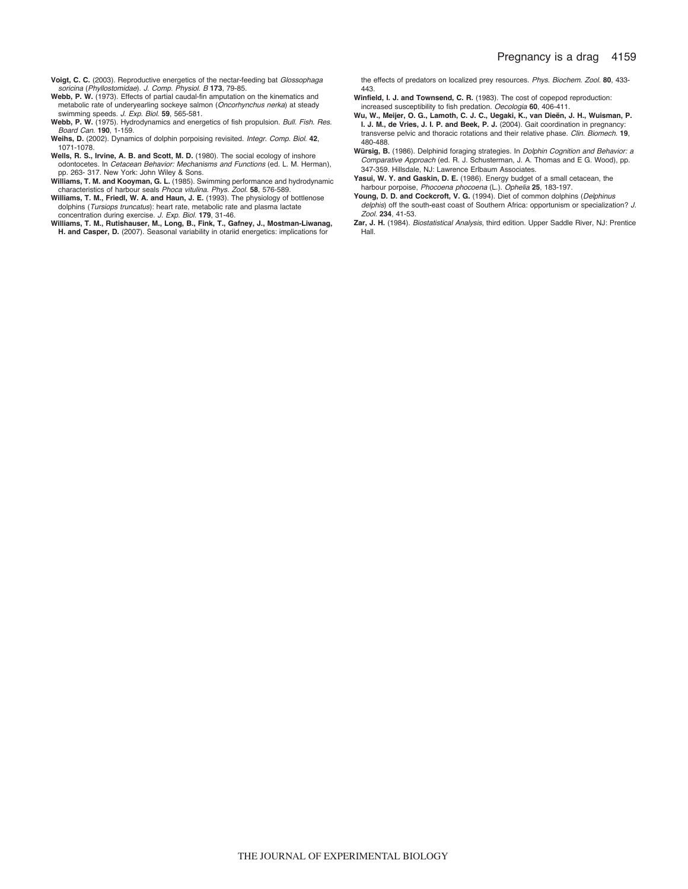**Voigt, C. C.** (2003). Reproductive energetics of the nectar-feeding bat *Glossophaga soricina* (*Phyllostomidae*). *J. Comp. Physiol. B* **173**, 79-85.

**Webb, P. W.** (1973). Effects of partial caudal-fin amputation on the kinematics and metabolic rate of underyearling sockeye salmon (*Oncorhynchus nerka*) at steady swimming speeds. *J. Exp. Biol.* **59**, 565-581.

**Webb, P. W.** (1975). Hydrodynamics and energetics of fish propulsion. *Bull. Fish. Res. Board Can.* **190**, 1-159.

**Weihs, D.** (2002). Dynamics of dolphin porpoising revisited. *Integr. Comp. Biol.* **42**, 1071-1078.

**Wells, R. S., Irvine, A. B. and Scott, M. D.** (1980). The social ecology of inshore odontocetes. In *Cetacean Behavior: Mechanisms and Functions* (ed. L. M. Herman), pp. 263- 317. New York: John Wiley & Sons.

**Williams, T. M. and Kooyman, G. L.** (1985). Swimming performance and hydrodynamic characteristics of harbour seals *Phoca vitulina*. *Phys. Zool.* **58**, 576-589.

**Williams, T. M., Friedl, W. A. and Haun, J. E.** (1993). The physiology of bottlenose dolphins (*Tursiops truncatus*): heart rate, metabolic rate and plasma lactate concentration during exercise. *J. Exp. Biol.* **179**, 31-46.

**Williams, T. M., Rutishauser, M., Long, B., Fink, T., Gafney, J., Mostman-Liwanag, H. and Casper, D.** (2007). Seasonal variability in otariid energetics: implications for the effects of predators on localized prey resources. *Phys. Biochem. Zool.* **80**, 433-443.

**Winfield, I. J. and Townsend, C. R.** (1983). The cost of copepod reproduction: increased susceptibility to fish predation. *Oecologia* **60**, 406-411.

**Wu, W., Meijer, O. G., Lamoth, C. J. C., Uegaki, K., van Dieën, J. H., Wuisman, P. I. J. M., de Vries, J. I. P. and Beek, P. J.** (2004). Gait coordination in pregnancy: transverse pelvic and thoracic rotations and their relative phase. *Clin. Biomech.* **19**, 480-488.

**Würsig, B.** (1986). Delphinid foraging strategies. In *Dolphin Cognition and Behavior: a Comparative Approach* (ed. R. J. Schusterman, J. A. Thomas and E G. Wood), pp. 347-359. Hillsdale, NJ: Lawrence Erlbaum Associates.

**Yasui, W. Y. and Gaskin, D. E.** (1986). Energy budget of a small cetacean, the harbour porpoise, *Phocoena phocoena* (L.). *Ophelia* **25**, 183-197.

**Young, D. D. and Cockcroft, V. G.** (1994). Diet of common dolphins (*Delphinus delphis*) off the south-east coast of Southern Africa: opportunism or specialization? *J. Zool.* **234**, 41-53.

**Zar, J. H.** (1984). *Biostatistical Analysis*, third edition. Upper Saddle River, NJ: Prentice Hall.